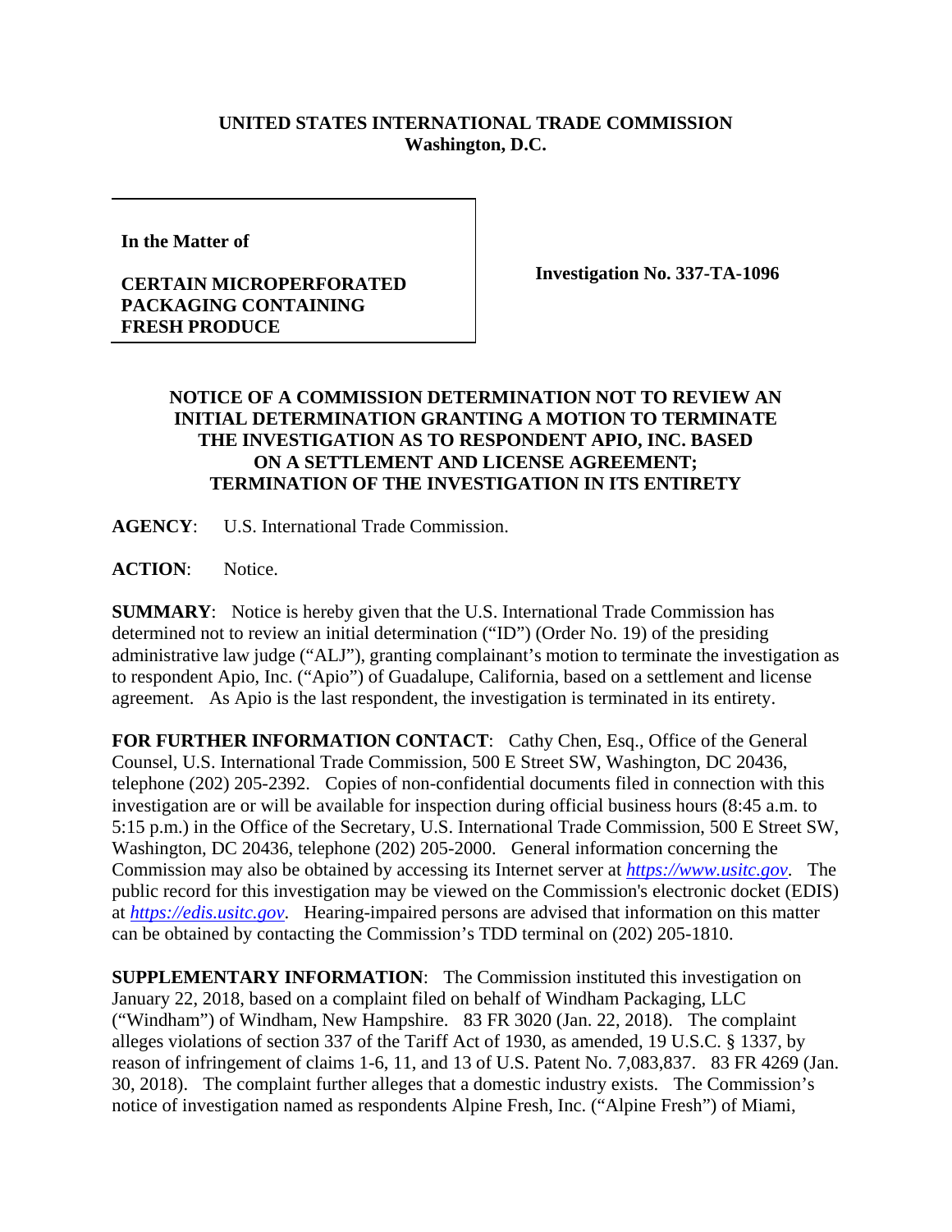**UNITED STATES INTERNATIONAL TRADE COMMISSION**
**Washington, D.C.**

| **In the Matter of**<br><br>**CERTAIN MICROPERFORATED PACKAGING CONTAINING FRESH PRODUCE** | **Investigation No. 337-TA-1096** |
|---|---|

**NOTICE OF A COMMISSION DETERMINATION NOT TO REVIEW AN INITIAL DETERMINATION GRANTING A MOTION TO TERMINATE THE INVESTIGATION AS TO RESPONDENT APIO, INC. BASED ON A SETTLEMENT AND LICENSE AGREEMENT; TERMINATION OF THE INVESTIGATION IN ITS ENTIRETY**

**AGENCY**: U.S. International Trade Commission.

**ACTION**: Notice.

**SUMMARY**: Notice is hereby given that the U.S. International Trade Commission has determined not to review an initial determination ("ID") (Order No. 19) of the presiding administrative law judge ("ALJ"), granting complainant's motion to terminate the investigation as to respondent Apio, Inc. ("Apio") of Guadalupe, California, based on a settlement and license agreement. As Apio is the last respondent, the investigation is terminated in its entirety.

**FOR FURTHER INFORMATION CONTACT**: Cathy Chen, Esq., Office of the General Counsel, U.S. International Trade Commission, 500 E Street SW, Washington, DC 20436, telephone (202) 205-2392. Copies of non-confidential documents filed in connection with this investigation are or will be available for inspection during official business hours (8:45 a.m. to 5:15 p.m.) in the Office of the Secretary, U.S. International Trade Commission, 500 E Street SW, Washington, DC 20436, telephone (202) 205-2000. General information concerning the Commission may also be obtained by accessing its Internet server at *https://www.usitc.gov*. The public record for this investigation may be viewed on the Commission's electronic docket (EDIS) at *https://edis.usitc.gov*. Hearing-impaired persons are advised that information on this matter can be obtained by contacting the Commission's TDD terminal on (202) 205-1810.

**SUPPLEMENTARY INFORMATION**: The Commission instituted this investigation on January 22, 2018, based on a complaint filed on behalf of Windham Packaging, LLC ("Windham") of Windham, New Hampshire. 83 FR 3020 (Jan. 22, 2018). The complaint alleges violations of section 337 of the Tariff Act of 1930, as amended, 19 U.S.C. § 1337, by reason of infringement of claims 1-6, 11, and 13 of U.S. Patent No. 7,083,837. 83 FR 4269 (Jan. 30, 2018). The complaint further alleges that a domestic industry exists. The Commission's notice of investigation named as respondents Alpine Fresh, Inc. ("Alpine Fresh") of Miami,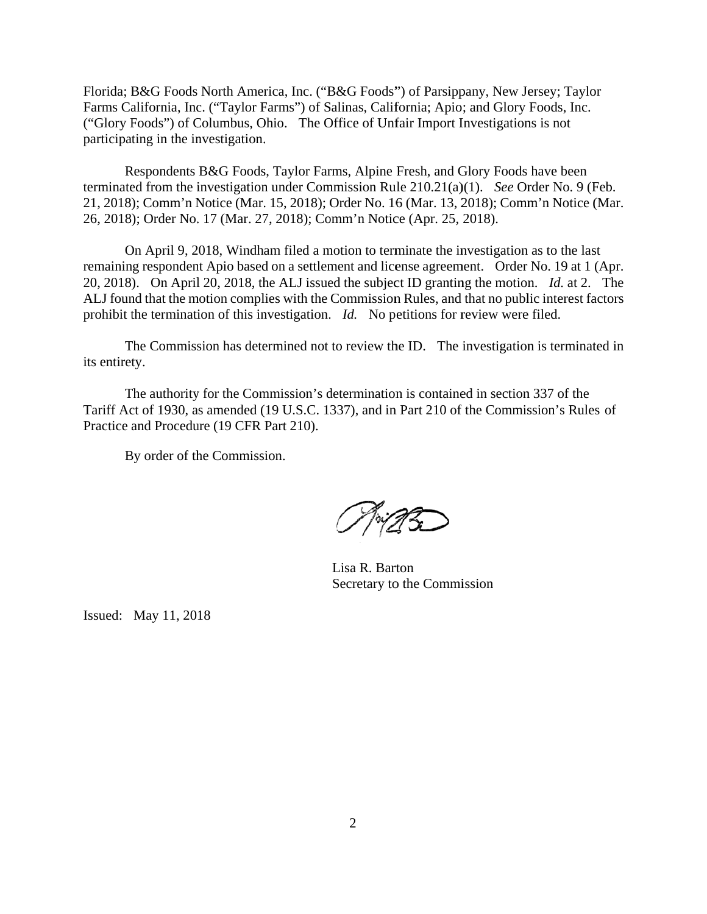Florida; B&G Foods North America, Inc. ("B&G Foods") of Parsippany, New Jersey; Taylor Farms California, Inc. ("Taylor Farms") of Salinas, California; Apio; and Glory Foods, Inc. ("Glory Foods") of Columbus, Ohio. The Office of Unfair Import Investigations is not participating in the investigation.

Respondents B&G Foods, Taylor Farms, Alpine Fresh, and Glory Foods have been terminated from the investigation under Commission Rule 210.21(a)(1). *See* Order No. 9 (Feb. 21, 2018); Comm'n Notice (Mar. 15, 2018); Order No. 16 (Mar. 13, 2018); Comm'n Notice (Mar. 26, 2018); Order No. 17 (Mar. 27, 2018); Comm'n Notice (Apr. 25, 2018).

On April 9, 2018, Windham filed a motion to terminate the investigation as to the last remaining respondent Apio based on a settlement and license agreement. Order No. 19 at 1 (Apr. 20, 2018). On April 20, 2018, the ALJ issued the subject ID granting the motion. *Id.* at 2. The ALJ found that the motion complies with the Commission Rules, and that no public interest factors prohibit the termination of this investigation. *Id.* No petitions for review were filed.

The Commission has determined not to review the ID. The investigation is terminated in its entirety.

The authority for the Commission's determination is contained in section 337 of the Tariff Act of 1930, as amended (19 U.S.C. 1337), and in Part 210 of the Commission's Rules of Practice and Procedure (19 CFR Part 210).

By order of the Commission.

Lisa R. Barton
Secretary to the Commission

Issued: May 11, 2018